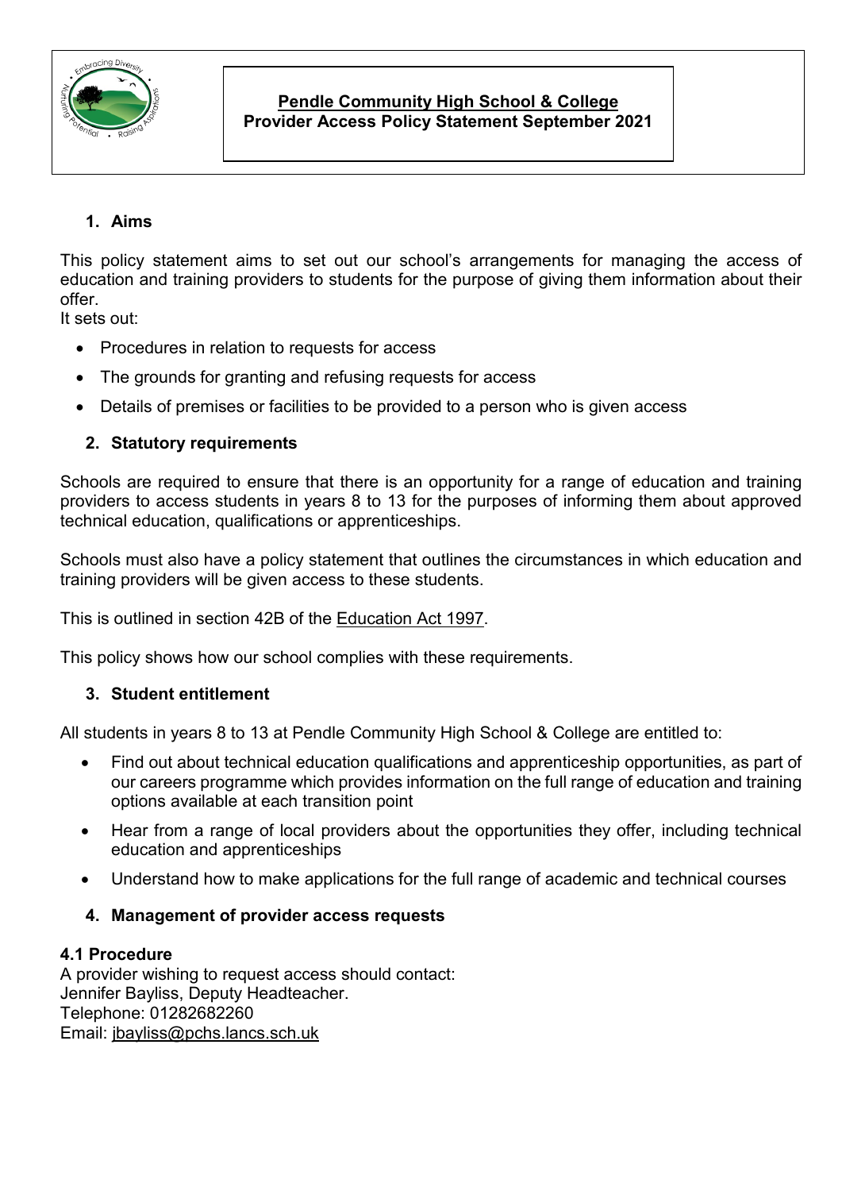**Pendle Community High School & College**
**Provider Access Policy Statement September 2021**

## 1. Aims

This policy statement aims to set out our school's arrangements for managing the access of education and training providers to students for the purpose of giving them information about their offer.

It sets out:

- Procedures in relation to requests for access
- The grounds for granting and refusing requests for access
- Details of premises or facilities to be provided to a person who is given access

## 2. Statutory requirements

Schools are required to ensure that there is an opportunity for a range of education and training providers to access students in years 8 to 13 for the purposes of informing them about approved technical education, qualifications or apprenticeships.

Schools must also have a policy statement that outlines the circumstances in which education and training providers will be given access to these students.

This is outlined in section 42B of the Education Act 1997.

This policy shows how our school complies with these requirements.

## 3. Student entitlement

All students in years 8 to 13 at Pendle Community High School & College are entitled to:

- Find out about technical education qualifications and apprenticeship opportunities, as part of our careers programme which provides information on the full range of education and training options available at each transition point
- Hear from a range of local providers about the opportunities they offer, including technical education and apprenticeships
- Understand how to make applications for the full range of academic and technical courses

## 4. Management of provider access requests

### 4.1 Procedure

A provider wishing to request access should contact:
Jennifer Bayliss, Deputy Headteacher.
Telephone: 01282682260
Email: jbayliss@pchs.lancs.sch.uk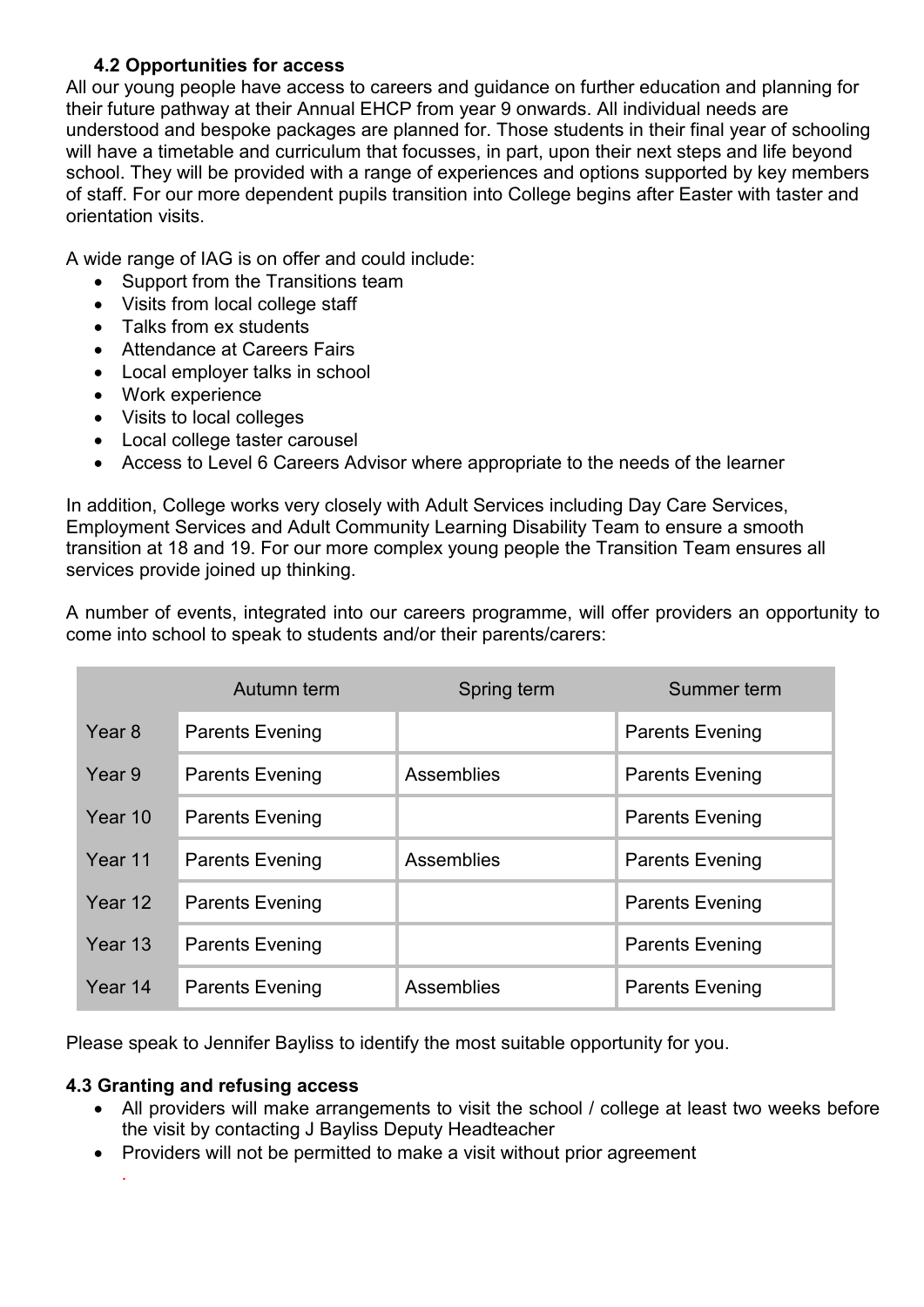### 4.2 Opportunities for access

All our young people have access to careers and guidance on further education and planning for their future pathway at their Annual EHCP from year 9 onwards. All individual needs are understood and bespoke packages are planned for. Those students in their final year of schooling will have a timetable and curriculum that focusses, in part, upon their next steps and life beyond school. They will be provided with a range of experiences and options supported by key members of staff. For our more dependent pupils transition into College begins after Easter with taster and orientation visits.

A wide range of IAG is on offer and could include:

- Support from the Transitions team
- Visits from local college staff
- Talks from ex students
- Attendance at Careers Fairs
- Local employer talks in school
- Work experience
- Visits to local colleges
- Local college taster carousel
- Access to Level 6 Careers Advisor where appropriate to the needs of the learner

In addition, College works very closely with Adult Services including Day Care Services, Employment Services and Adult Community Learning Disability Team to ensure a smooth transition at 18 and 19. For our more complex young people the Transition Team ensures all services provide joined up thinking.

A number of events, integrated into our careers programme, will offer providers an opportunity to come into school to speak to students and/or their parents/carers:

| | Autumn term | Spring term | Summer term |
|---|---|---|---|
| Year 8 | Parents Evening | | Parents Evening |
| Year 9 | Parents Evening | Assemblies | Parents Evening |
| Year 10 | Parents Evening | | Parents Evening |
| Year 11 | Parents Evening | Assemblies | Parents Evening |
| Year 12 | Parents Evening | | Parents Evening |
| Year 13 | Parents Evening | | Parents Evening |
| Year 14 | Parents Evening | Assemblies | Parents Evening |

Please speak to Jennifer Bayliss to identify the most suitable opportunity for you.

### 4.3 Granting and refusing access

- All providers will make arrangements to visit the school / college at least two weeks before the visit by contacting J Bayliss Deputy Headteacher
- Providers will not be permitted to make a visit without prior agreement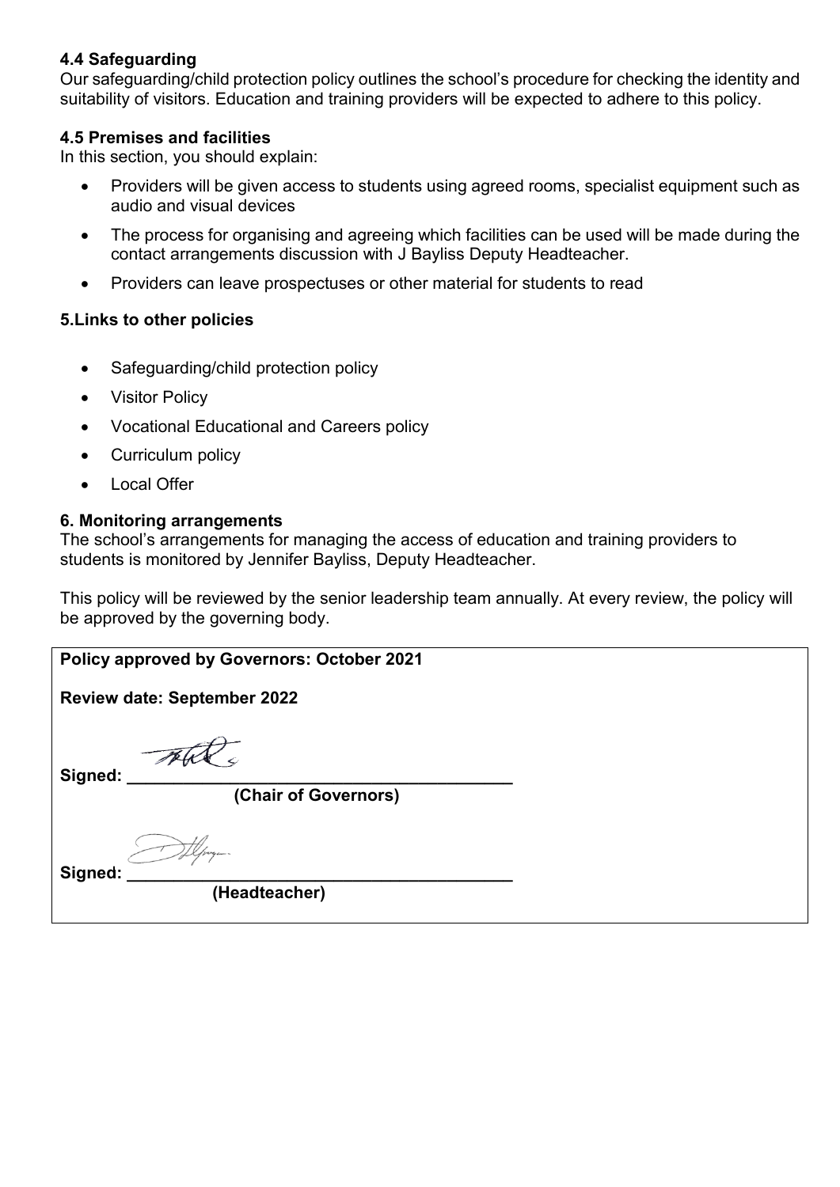### 4.4 Safeguarding

Our safeguarding/child protection policy outlines the school's procedure for checking the identity and suitability of visitors. Education and training providers will be expected to adhere to this policy.

### 4.5 Premises and facilities

In this section, you should explain:

- Providers will be given access to students using agreed rooms, specialist equipment such as audio and visual devices
- The process for organising and agreeing which facilities can be used will be made during the contact arrangements discussion with J Bayliss Deputy Headteacher.
- Providers can leave prospectuses or other material for students to read

## 5.Links to other policies

- Safeguarding/child protection policy
- Visitor Policy
- Vocational Educational and Careers policy
- Curriculum policy
- Local Offer

## 6. Monitoring arrangements

The school's arrangements for managing the access of education and training providers to students is monitored by Jennifer Bayliss, Deputy Headteacher.

This policy will be reviewed by the senior leadership team annually. At every review, the policy will be approved by the governing body.

**Policy approved by Governors: October 2021**

**Review date: September 2022**

**Signed:** ________________________________________
**(Chair of Governors)**

**Signed:** ________________________________________
**(Headteacher)**